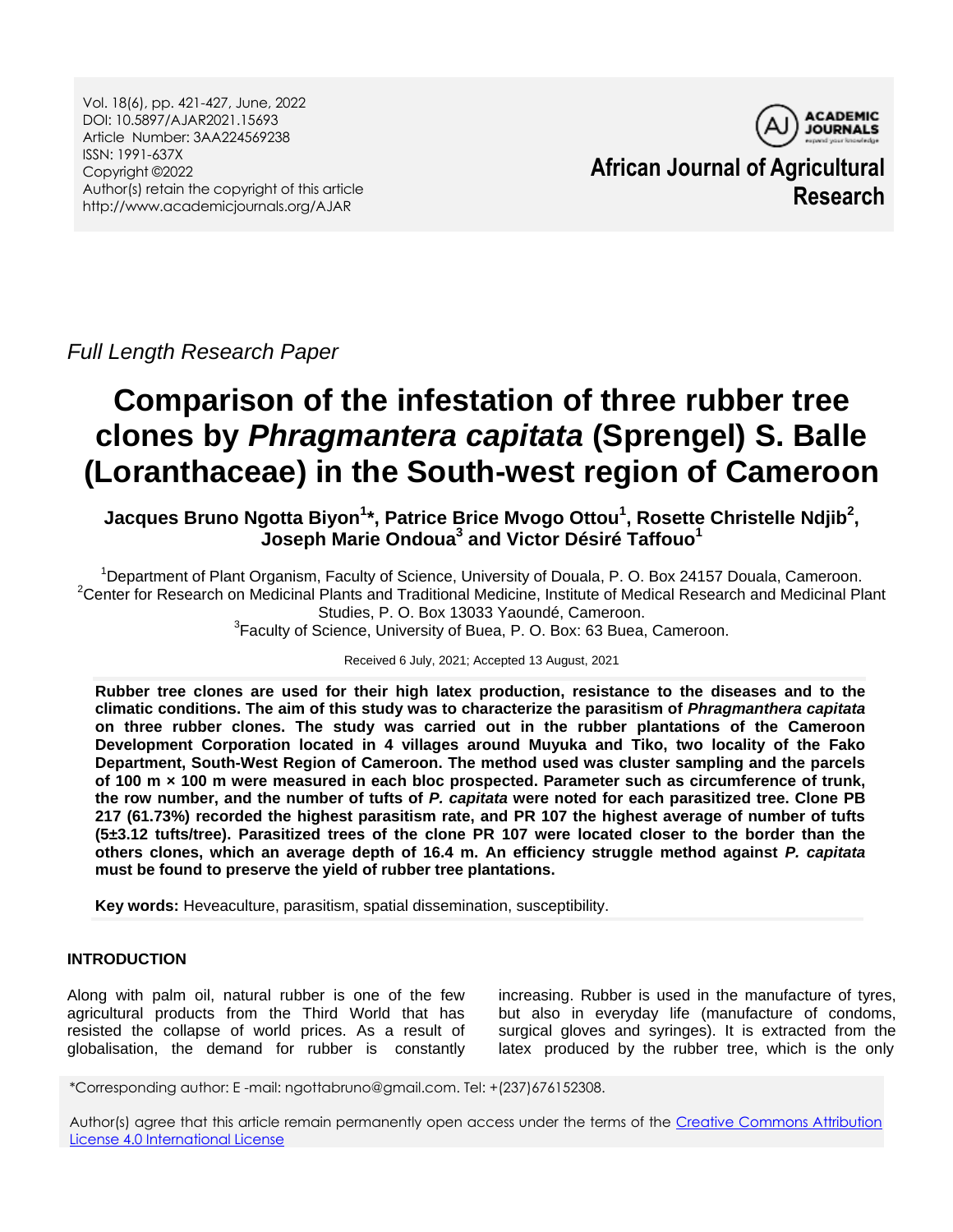*Full Length Research Paper*

# Comparison of the infestation of three rubber tree clones by *Phragmantera capitata* (Sprengel) S. Balle (Loranthaceae) in the South-west region of Cameroon

**Jacques Bruno Ngotta Biyon[1]\*, Patrice Brice Mvogo Ottou[1], Rosette Christelle Ndjib[2], Joseph Marie Ondoua[3] and Victor Désiré Taffouo[1]**

[1]Department of Plant Organism, Faculty of Science, University of Douala, P. O. Box 24157 Douala, Cameroon.
[2]Center for Research on Medicinal Plants and Traditional Medicine, Institute of Medical Research and Medicinal Plant Studies, P. O. Box 13033 Yaoundé, Cameroon.
[3]Faculty of Science, University of Buea, P. O. Box: 63 Buea, Cameroon.

Received 6 July, 2021; Accepted 13 August, 2021

**Rubber tree clones are used for their high latex production, resistance to the diseases and to the climatic conditions. The aim of this study was to characterize the parasitism of *Phragmanthera capitata* on three rubber clones. The study was carried out in the rubber plantations of the Cameroon Development Corporation located in 4 villages around Muyuka and Tiko, two locality of the Fako Department, South-West Region of Cameroon. The method used was cluster sampling and the parcels of 100 m × 100 m were measured in each bloc prospected. Parameter such as circumference of trunk, the row number, and the number of tufts of *P. capitata* were noted for each parasitized tree. Clone PB 217 (61.73%) recorded the highest parasitism rate, and PR 107 the highest average of number of tufts (5±3.12 tufts/tree). Parasitized trees of the clone PR 107 were located closer to the border than the others clones, which an average depth of 16.4 m. An efficiency struggle method against *P. capitata* must be found to preserve the yield of rubber tree plantations.**

**Key words:** Heveaculture, parasitism, spatial dissemination, susceptibility.

## INTRODUCTION

Along with palm oil, natural rubber is one of the few agricultural products from the Third World that has resisted the collapse of world prices. As a result of globalisation, the demand for rubber is constantly increasing. Rubber is used in the manufacture of tyres, but also in everyday life (manufacture of condoms, surgical gloves and syringes). It is extracted from the latex produced by the rubber tree, which is the only

\*Corresponding author: E -mail: ngottabruno@gmail.com. Tel: +(237)676152308.

Author(s) agree that this article remain permanently open access under the terms of the Creative Commons Attribution License 4.0 International License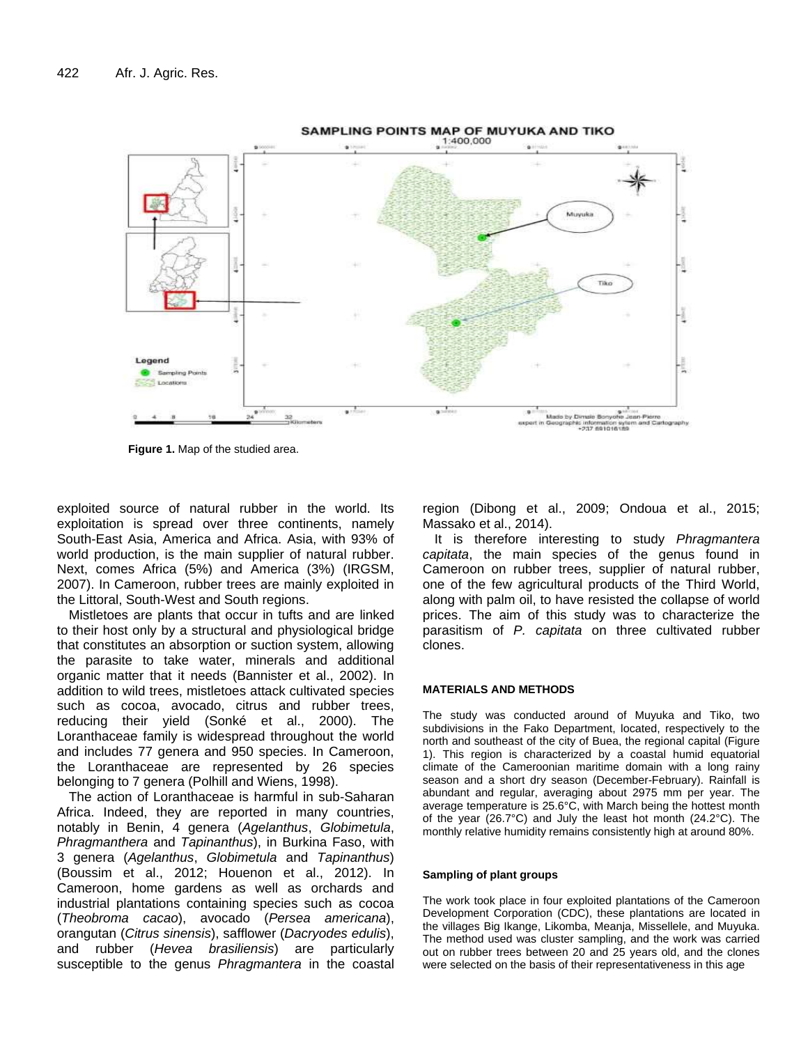Figure 1. Map of the studied area.

exploited source of natural rubber in the world. Its exploitation is spread over three continents, namely South-East Asia, America and Africa. Asia, with 93% of world production, is the main supplier of natural rubber. Next, comes Africa (5%) and America (3%) (IRGSM, 2007). In Cameroon, rubber trees are mainly exploited in the Littoral, South-West and South regions.

Mistletoes are plants that occur in tufts and are linked to their host only by a structural and physiological bridge that constitutes an absorption or suction system, allowing the parasite to take water, minerals and additional organic matter that it needs (Bannister et al., 2002). In addition to wild trees, mistletoes attack cultivated species such as cocoa, avocado, citrus and rubber trees, reducing their yield (Sonké et al., 2000). The Loranthaceae family is widespread throughout the world and includes 77 genera and 950 species. In Cameroon, the Loranthaceae are represented by 26 species belonging to 7 genera (Polhill and Wiens, 1998).

The action of Loranthaceae is harmful in sub-Saharan Africa. Indeed, they are reported in many countries, notably in Benin, 4 genera (*Agelanthus*, *Globimetula*, *Phragmanthera* and *Tapinanthus*), in Burkina Faso, with 3 genera (*Agelanthus*, *Globimetula* and *Tapinanthus*) (Boussim et al., 2012; Houenon et al., 2012). In Cameroon, home gardens as well as orchards and industrial plantations containing species such as cocoa (*Theobroma cacao*), avocado (*Persea americana*), orangutan (*Citrus sinensis*), safflower (*Dacryodes edulis*), and rubber (*Hevea brasiliensis*) are particularly susceptible to the genus *Phragmantera* in the coastal region (Dibong et al., 2009; Ondoua et al., 2015; Massako et al., 2014).

It is therefore interesting to study *Phragmantera capitata*, the main species of the genus found in Cameroon on rubber trees, supplier of natural rubber, one of the few agricultural products of the Third World, along with palm oil, to have resisted the collapse of world prices. The aim of this study was to characterize the parasitism of *P. capitata* on three cultivated rubber clones.

## MATERIALS AND METHODS

The study was conducted around of Muyuka and Tiko, two subdivisions in the Fako Department, located, respectively to the north and southeast of the city of Buea, the regional capital (Figure 1). This region is characterized by a coastal humid equatorial climate of the Cameroonian maritime domain with a long rainy season and a short dry season (December-February). Rainfall is abundant and regular, averaging about 2975 mm per year. The average temperature is 25.6°C, with March being the hottest month of the year (26.7°C) and July the least hot month (24.2°C). The monthly relative humidity remains consistently high at around 80%.

### Sampling of plant groups

The work took place in four exploited plantations of the Cameroon Development Corporation (CDC), these plantations are located in the villages Big Ikange, Likomba, Meanja, Missellele, and Muyuka. The method used was cluster sampling, and the work was carried out on rubber trees between 20 and 25 years old, and the clones were selected on the basis of their representativeness in this age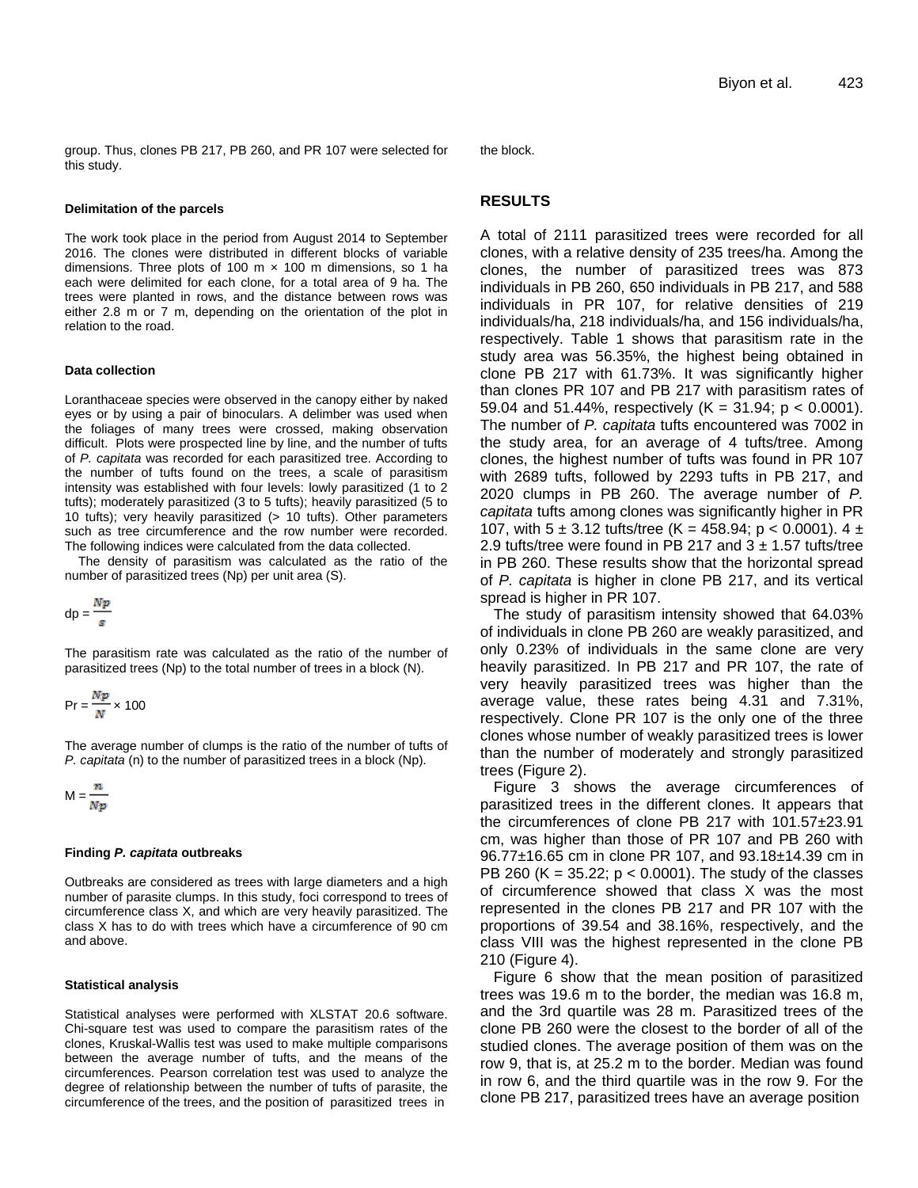group. Thus, clones PB 217, PB 260, and PR 107 were selected for this study.

#### Delimitation of the parcels

The work took place in the period from August 2014 to September 2016. The clones were distributed in different blocks of variable dimensions. Three plots of 100 m × 100 m dimensions, so 1 ha each were delimited for each clone, for a total area of 9 ha. The trees were planted in rows, and the distance between rows was either 2.8 m or 7 m, depending on the orientation of the plot in relation to the road.

#### Data collection

Loranthaceae species were observed in the canopy either by naked eyes or by using a pair of binoculars. A delimber was used when the foliages of many trees were crossed, making observation difficult. Plots were prospected line by line, and the number of tufts of *P. capitata* was recorded for each parasitized tree. According to the number of tufts found on the trees, a scale of parasitism intensity was established with four levels: lowly parasitized (1 to 2 tufts); moderately parasitized (3 to 5 tufts); heavily parasitized (5 to 10 tufts); very heavily parasitized (> 10 tufts). Other parameters such as tree circumference and the row number were recorded. The following indices were calculated from the data collected.

The density of parasitism was calculated as the ratio of the number of parasitized trees (Np) per unit area (S).

$$dp = \frac{Np}{S}$$

The parasitism rate was calculated as the ratio of the number of parasitized trees (Np) to the total number of trees in a block (N).

$$Pr = \frac{Np}{N} \times 100$$

The average number of clumps is the ratio of the number of tufts of *P. capitata* (n) to the number of parasitized trees in a block (Np).

$$M = \frac{n}{Np}$$

#### Finding *P. capitata* outbreaks

Outbreaks are considered as trees with large diameters and a high number of parasite clumps. In this study, foci correspond to trees of circumference class X, and which are very heavily parasitized. The class X has to do with trees which have a circumference of 90 cm and above.

#### Statistical analysis

Statistical analyses were performed with XLSTAT 20.6 software. Chi-square test was used to compare the parasitism rates of the clones, Kruskal-Wallis test was used to make multiple comparisons between the average number of tufts, and the means of the circumferences. Pearson correlation test was used to analyze the degree of relationship between the number of tufts of parasite, the circumference of the trees, and the position of parasitized trees in the block.

## RESULTS

A total of 2111 parasitized trees were recorded for all clones, with a relative density of 235 trees/ha. Among the clones, the number of parasitized trees was 873 individuals in PB 260, 650 individuals in PB 217, and 588 individuals in PR 107, for relative densities of 219 individuals/ha, 218 individuals/ha, and 156 individuals/ha, respectively. Table 1 shows that parasitism rate in the study area was 56.35%, the highest being obtained in clone PB 217 with 61.73%. It was significantly higher than clones PR 107 and PB 217 with parasitism rates of 59.04 and 51.44%, respectively ($K = 31.94$; $p < 0.0001$). The number of *P. capitata* tufts encountered was 7002 in the study area, for an average of 4 tufts/tree. Among clones, the highest number of tufts was found in PR 107 with 2689 tufts, followed by 2293 tufts in PB 217, and 2020 clumps in PB 260. The average number of *P. capitata* tufts among clones was significantly higher in PR 107, with 5 ± 3.12 tufts/tree ($K = 458.94$; $p < 0.0001$). 4 ± 2.9 tufts/tree were found in PB 217 and 3 ± 1.57 tufts/tree in PB 260. These results show that the horizontal spread of *P. capitata* is higher in clone PB 217, and its vertical spread is higher in PR 107.

The study of parasitism intensity showed that 64.03% of individuals in clone PB 260 are weakly parasitized, and only 0.23% of individuals in the same clone are very heavily parasitized. In PB 217 and PR 107, the rate of very heavily parasitized trees was higher than the average value, these rates being 4.31 and 7.31%, respectively. Clone PR 107 is the only one of the three clones whose number of weakly parasitized trees is lower than the number of moderately and strongly parasitized trees (Figure 2).

Figure 3 shows the average circumferences of parasitized trees in the different clones. It appears that the circumferences of clone PB 217 with 101.57±23.91 cm, was higher than those of PR 107 and PB 260 with 96.77±16.65 cm in clone PR 107, and 93.18±14.39 cm in PB 260 ($K = 35.22$; $p < 0.0001$). The study of the classes of circumference showed that class X was the most represented in the clones PB 217 and PR 107 with the proportions of 39.54 and 38.16%, respectively, and the class VIII was the highest represented in the clone PB 210 (Figure 4).

Figure 6 show that the mean position of parasitized trees was 19.6 m to the border, the median was 16.8 m, and the 3rd quartile was 28 m. Parasitized trees of the clone PB 260 were the closest to the border of all of the studied clones. The average position of them was on the row 9, that is, at 25.2 m to the border. Median was found in row 6, and the third quartile was in the row 9. For the clone PB 217, parasitized trees have an average position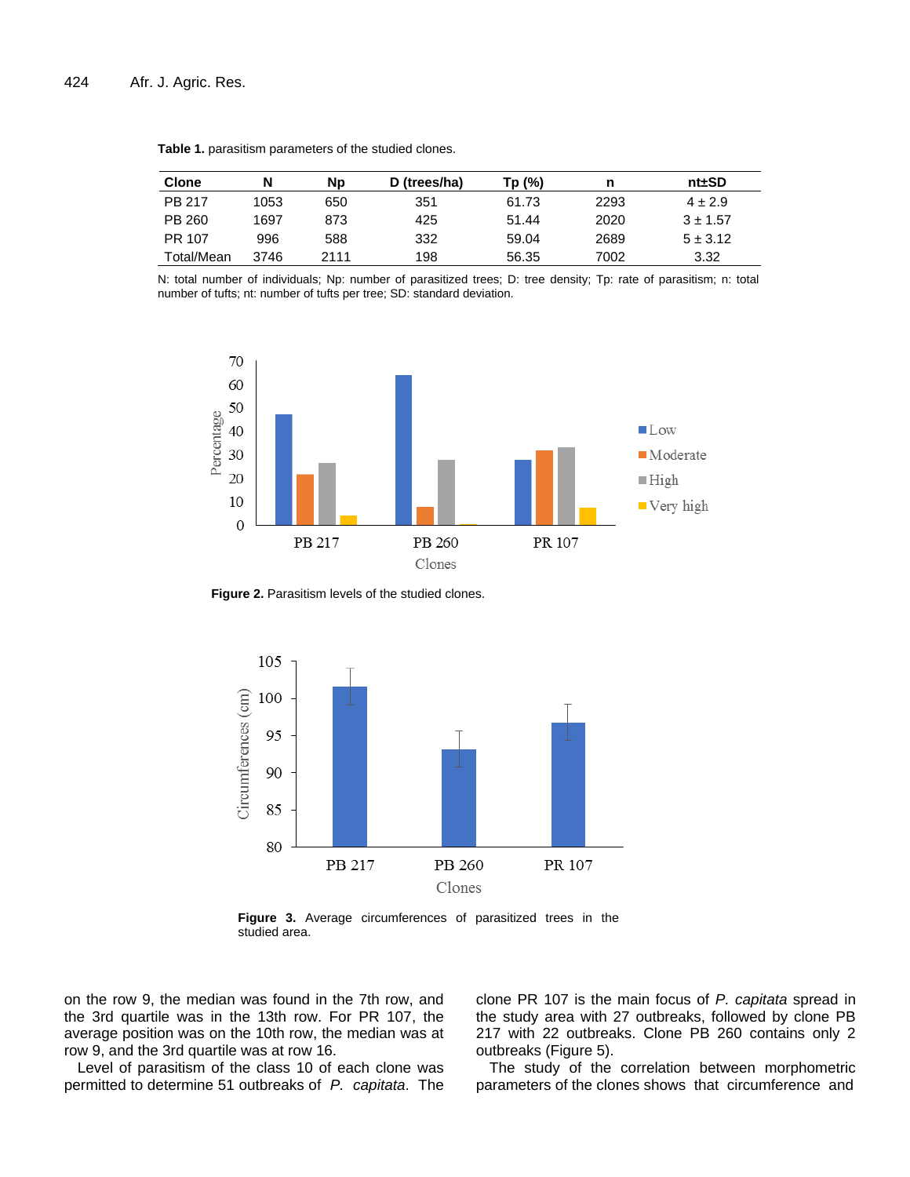**Table 1.** parasitism parameters of the studied clones.

| Clone | N | Np | D (trees/ha) | Tp (%) | n | nt±SD |
|---|---|---|---|---|---|---|
| PB 217 | 1053 | 650 | 351 | 61.73 | 2293 | 4 ± 2.9 |
| PB 260 | 1697 | 873 | 425 | 51.44 | 2020 | 3 ± 1.57 |
| PR 107 | 996 | 588 | 332 | 59.04 | 2689 | 5 ± 3.12 |
| Total/Mean | 3746 | 2111 | 198 | 56.35 | 7002 | 3.32 |

N: total number of individuals; Np: number of parasitized trees; D: tree density; Tp: rate of parasitism; n: total number of tufts; nt: number of tufts per tree; SD: standard deviation.

**Figure 2.** Parasitism levels of the studied clones.

**Figure 3.** Average circumferences of parasitized trees in the studied area.

on the row 9, the median was found in the 7th row, and the 3rd quartile was in the 13th row. For PR 107, the average position was on the 10th row, the median was at row 9, and the 3rd quartile was at row 16.

Level of parasitism of the class 10 of each clone was permitted to determine 51 outbreaks of *P. capitata*. The clone PR 107 is the main focus of *P. capitata* spread in the study area with 27 outbreaks, followed by clone PB 217 with 22 outbreaks. Clone PB 260 contains only 2 outbreaks (Figure 5).

The study of the correlation between morphometric parameters of the clones shows that circumference and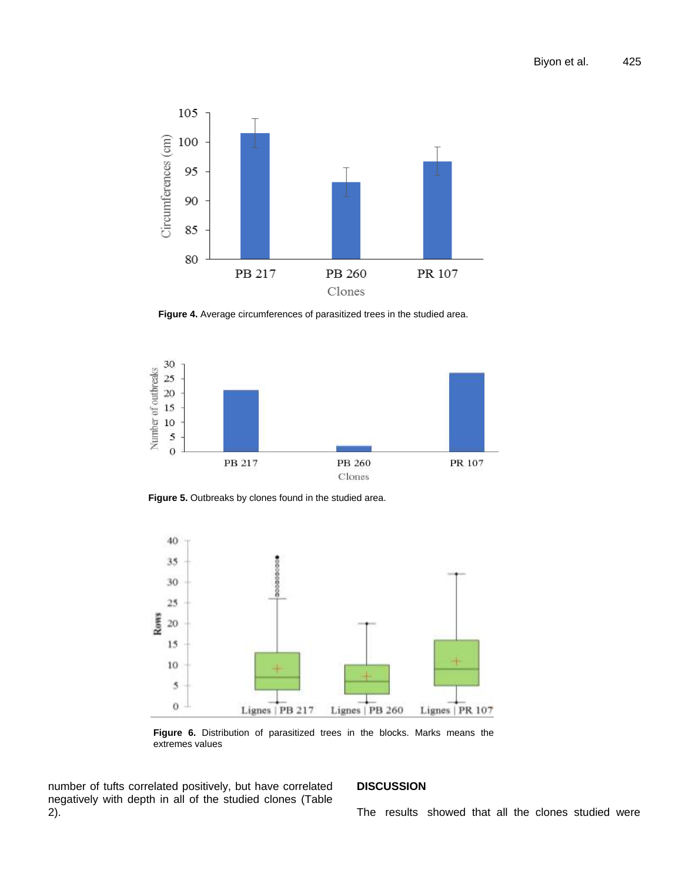Figure 4. Average circumferences of parasitized trees in the studied area.

Figure 5. Outbreaks by clones found in the studied area.

Figure 6. Distribution of parasitized trees in the blocks. Marks means the extremes values

number of tufts correlated positively, but have correlated negatively with depth in all of the studied clones (Table 2).

## DISCUSSION

The results showed that all the clones studied were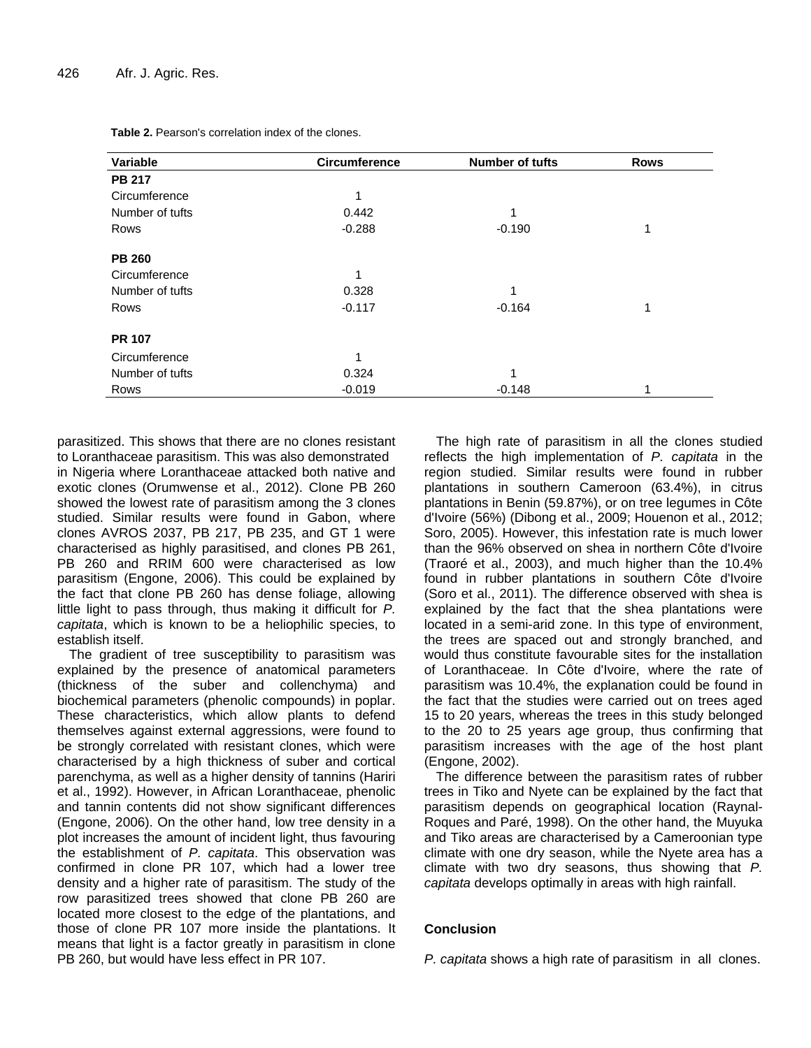**Table 2.** Pearson's correlation index of the clones.

| Variable | Circumference | Number of tufts | Rows |
|---|---|---|---|
| **PB 217** | | | |
| Circumference | 1 | | |
| Number of tufts | 0.442 | 1 | |
| Rows | -0.288 | -0.190 | 1 |
| **PB 260** | | | |
| Circumference | 1 | | |
| Number of tufts | 0.328 | 1 | |
| Rows | -0.117 | -0.164 | 1 |
| **PR 107** | | | |
| Circumference | 1 | | |
| Number of tufts | 0.324 | 1 | |
| Rows | -0.019 | -0.148 | 1 |

parasitized. This shows that there are no clones resistant to Loranthaceae parasitism. This was also demonstrated in Nigeria where Loranthaceae attacked both native and exotic clones (Orumwense et al., 2012). Clone PB 260 showed the lowest rate of parasitism among the 3 clones studied. Similar results were found in Gabon, where clones AVROS 2037, PB 217, PB 235, and GT 1 were characterised as highly parasitised, and clones PB 261, PB 260 and RRIM 600 were characterised as low parasitism (Engone, 2006). This could be explained by the fact that clone PB 260 has dense foliage, allowing little light to pass through, thus making it difficult for *P. capitata*, which is known to be a heliophilic species, to establish itself.

The gradient of tree susceptibility to parasitism was explained by the presence of anatomical parameters (thickness of the suber and collenchyma) and biochemical parameters (phenolic compounds) in poplar. These characteristics, which allow plants to defend themselves against external aggressions, were found to be strongly correlated with resistant clones, which were characterised by a high thickness of suber and cortical parenchyma, as well as a higher density of tannins (Hariri et al., 1992). However, in African Loranthaceae, phenolic and tannin contents did not show significant differences (Engone, 2006). On the other hand, low tree density in a plot increases the amount of incident light, thus favouring the establishment of *P. capitata*. This observation was confirmed in clone PR 107, which had a lower tree density and a higher rate of parasitism. The study of the row parasitized trees showed that clone PB 260 are located more closest to the edge of the plantations, and those of clone PR 107 more inside the plantations. It means that light is a factor greatly in parasitism in clone PB 260, but would have less effect in PR 107.

The high rate of parasitism in all the clones studied reflects the high implementation of *P. capitata* in the region studied. Similar results were found in rubber plantations in southern Cameroon (63.4%), in citrus plantations in Benin (59.87%), or on tree legumes in Côte d'Ivoire (56%) (Dibong et al., 2009; Houenon et al., 2012; Soro, 2005). However, this infestation rate is much lower than the 96% observed on shea in northern Côte d'Ivoire (Traoré et al., 2003), and much higher than the 10.4% found in rubber plantations in southern Côte d'Ivoire (Soro et al., 2011). The difference observed with shea is explained by the fact that the shea plantations were located in a semi-arid zone. In this type of environment, the trees are spaced out and strongly branched, and would thus constitute favourable sites for the installation of Loranthaceae. In Côte d'Ivoire, where the rate of parasitism was 10.4%, the explanation could be found in the fact that the studies were carried out on trees aged 15 to 20 years, whereas the trees in this study belonged to the 20 to 25 years age group, thus confirming that parasitism increases with the age of the host plant (Engone, 2002).

The difference between the parasitism rates of rubber trees in Tiko and Nyete can be explained by the fact that parasitism depends on geographical location (Raynal-Roques and Paré, 1998). On the other hand, the Muyuka and Tiko areas are characterised by a Cameroonian type climate with one dry season, while the Nyete area has a climate with two dry seasons, thus showing that *P. capitata* develops optimally in areas with high rainfall.

## Conclusion

*P. capitata* shows a high rate of parasitism in all clones.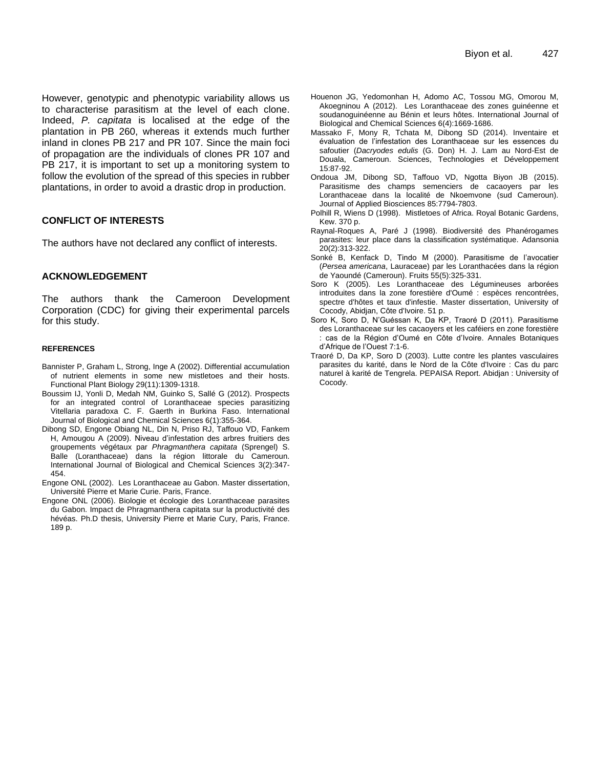However, genotypic and phenotypic variability allows us to characterise parasitism at the level of each clone. Indeed, *P. capitata* is localised at the edge of the plantation in PB 260, whereas it extends much further inland in clones PB 217 and PR 107. Since the main foci of propagation are the individuals of clones PR 107 and PB 217, it is important to set up a monitoring system to follow the evolution of the spread of this species in rubber plantations, in order to avoid a drastic drop in production.

## CONFLICT OF INTERESTS

The authors have not declared any conflict of interests.

## ACKNOWLEDGEMENT

The authors thank the Cameroon Development Corporation (CDC) for giving their experimental parcels for this study.

## REFERENCES

Bannister P, Graham L, Strong, Inge A (2002). Differential accumulation of nutrient elements in some new mistletoes and their hosts. Functional Plant Biology 29(11):1309-1318.

Boussim IJ, Yonli D, Medah NM, Guinko S, Sallé G (2012). Prospects for an integrated control of Loranthaceae species parasitizing Vitellaria paradoxa C. F. Gaerth in Burkina Faso. International Journal of Biological and Chemical Sciences 6(1):355-364.

Dibong SD, Engone Obiang NL, Din N, Priso RJ, Taffouo VD, Fankem H, Amougou A (2009). Niveau d'infestation des arbres fruitiers des groupements végétaux par *Phragmanthera capitata* (Sprengel) S. Balle (Loranthaceae) dans la région littorale du Cameroun. International Journal of Biological and Chemical Sciences 3(2):347-454.

Engone ONL (2002). Les Loranthaceae au Gabon. Master dissertation, Université Pierre et Marie Curie. Paris, France.

Engone ONL (2006). Biologie et écologie des Loranthaceae parasites du Gabon. Impact de Phragmanthera capitata sur la productivité des hévéas. Ph.D thesis, University Pierre et Marie Cury, Paris, France. 189 p.

Houenon JG, Yedomonhan H, Adomo AC, Tossou MG, Omorou M, Akoegninou A (2012). Les Loranthaceae des zones guinéenne et soudanoguinéenne au Bénin et leurs hôtes. International Journal of Biological and Chemical Sciences 6(4):1669-1686.

Massako F, Mony R, Tchata M, Dibong SD (2014). Inventaire et évaluation de l'infestation des Loranthaceae sur les essences du safoutier (*Dacryodes edulis* (G. Don) H. J. Lam au Nord-Est de Douala, Cameroun. Sciences, Technologies et Développement 15:87-92.

Ondoua JM, Dibong SD, Taffouo VD, Ngotta Biyon JB (2015). Parasitisme des champs semenciers de cacaoyers par les Loranthaceae dans la localité de Nkoemvone (sud Cameroun). Journal of Applied Biosciences 85:7794-7803.

Polhill R, Wiens D (1998). Mistletoes of Africa. Royal Botanic Gardens, Kew. 370 p.

Raynal-Roques A, Paré J (1998). Biodiversité des Phanérogames parasites: leur place dans la classification systématique. Adansonia 20(2):313-322.

Sonké B, Kenfack D, Tindo M (2000). Parasitisme de l'avocatier (*Persea americana*, Lauraceae) par les Loranthacées dans la région de Yaoundé (Cameroun). Fruits 55(5):325-331.

Soro K (2005). Les Loranthaceae des Légumineuses arborées introduites dans la zone forestière d'Oumé : espèces rencontrées, spectre d'hôtes et taux d'infestie. Master dissertation, University of Cocody, Abidjan, Côte d'Ivoire. 51 p.

Soro K, Soro D, N'Guéssan K, Da KP, Traoré D (2011). Parasitisme des Loranthaceae sur les cacaoyers et les caféiers en zone forestière : cas de la Région d'Oumé en Côte d'Ivoire. Annales Botaniques d'Afrique de l'Ouest 7:1-6.

Traoré D, Da KP, Soro D (2003). Lutte contre les plantes vasculaires parasites du karité, dans le Nord de la Côte d'Ivoire : Cas du parc naturel à karité de Tengrela. PEPAISA Report. Abidjan : University of Cocody.